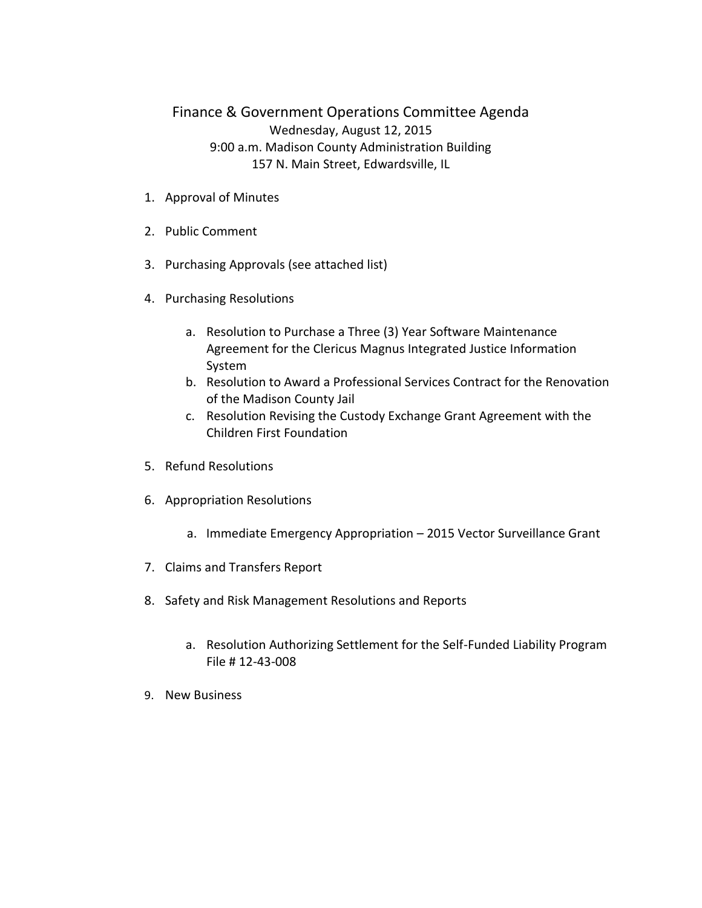# Finance & Government Operations Committee Agenda

Wednesday, August 12, 2015
9:00 a.m. Madison County Administration Building
157 N. Main Street, Edwardsville, IL

1. Approval of Minutes
2. Public Comment
3. Purchasing Approvals (see attached list)
4. Purchasing Resolutions
   a. Resolution to Purchase a Three (3) Year Software Maintenance Agreement for the Clericus Magnus Integrated Justice Information System
   b. Resolution to Award a Professional Services Contract for the Renovation of the Madison County Jail
   c. Resolution Revising the Custody Exchange Grant Agreement with the Children First Foundation
5. Refund Resolutions
6. Appropriation Resolutions
   a. Immediate Emergency Appropriation – 2015 Vector Surveillance Grant
7. Claims and Transfers Report
8. Safety and Risk Management Resolutions and Reports
   a. Resolution Authorizing Settlement for the Self-Funded Liability Program File # 12-43-008
9. New Business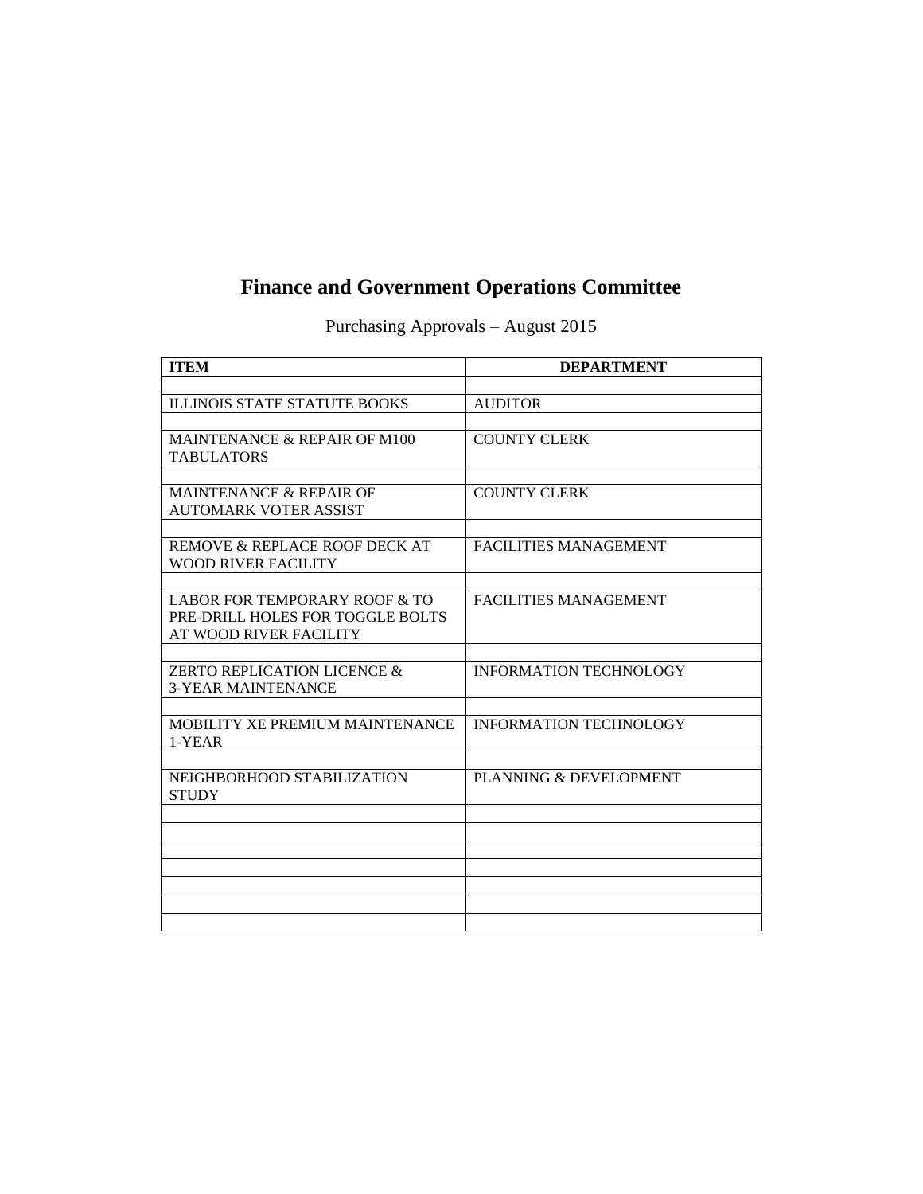# Finance and Government Operations Committee

Purchasing Approvals – August 2015

| ITEM | DEPARTMENT |
|---|---|
| | |
| ILLINOIS STATE STATUTE BOOKS | AUDITOR |
| | |
| MAINTENANCE & REPAIR OF M100 TABULATORS | COUNTY CLERK |
| | |
| MAINTENANCE & REPAIR OF AUTOMARK VOTER ASSIST | COUNTY CLERK |
| | |
| REMOVE & REPLACE ROOF DECK AT WOOD RIVER FACILITY | FACILITIES MANAGEMENT |
| | |
| LABOR FOR TEMPORARY ROOF & TO PRE-DRILL HOLES FOR TOGGLE BOLTS AT WOOD RIVER FACILITY | FACILITIES MANAGEMENT |
| | |
| ZERTO REPLICATION LICENCE & 3-YEAR MAINTENANCE | INFORMATION TECHNOLOGY |
| | |
| MOBILITY XE PREMIUM MAINTENANCE 1-YEAR | INFORMATION TECHNOLOGY |
| | |
| NEIGHBORHOOD STABILIZATION STUDY | PLANNING & DEVELOPMENT |
| | |
| | |
| | |
| | |
| | |
| | |
| | |